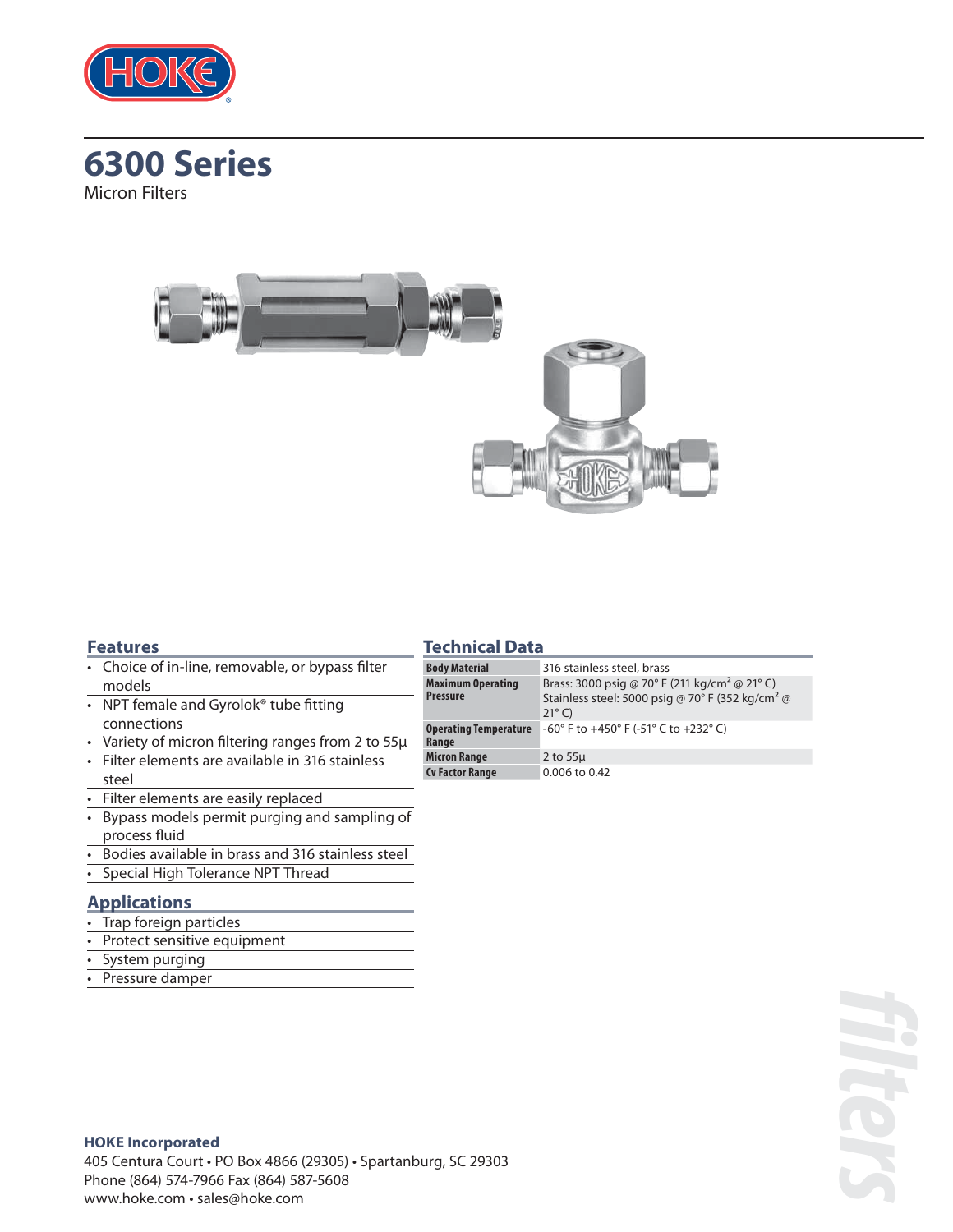# 6300 Series

Micron Filters

## Features

- Choice of in-line, removable, or bypass filter models
- NPT female and Gyrolok® tube fitting connections
- Variety of micron filtering ranges from 2 to 55µ
- Filter elements are available in 316 stainless steel
- Filter elements are easily replaced
- Bypass models permit purging and sampling of process fluid
- Bodies available in brass and 316 stainless steel
- Special High Tolerance NPT Thread

## Applications

- Trap foreign particles
- Protect sensitive equipment
- System purging
- Pressure damper

## Technical Data

| | |
|---|---|
| **Body Material** | 316 stainless steel, brass |
| **Maximum Operating Pressure** | Brass: 3000 psig @ 70° F (211 kg/cm² @ 21° C)<br>Stainless steel: 5000 psig @ 70° F (352 kg/cm² @ 21° C) |
| **Operating Temperature Range** | -60° F to +450° F (-51° C to +232° C) |
| **Micron Range** | 2 to 55µ |
| **Cv Factor Range** | 0.006 to 0.42 |

filters

**HOKE Incorporated**
405 Centura Court • PO Box 4866 (29305) • Spartanburg, SC 29303
Phone (864) 574-7966 Fax (864) 587-5608
www.hoke.com • sales@hoke.com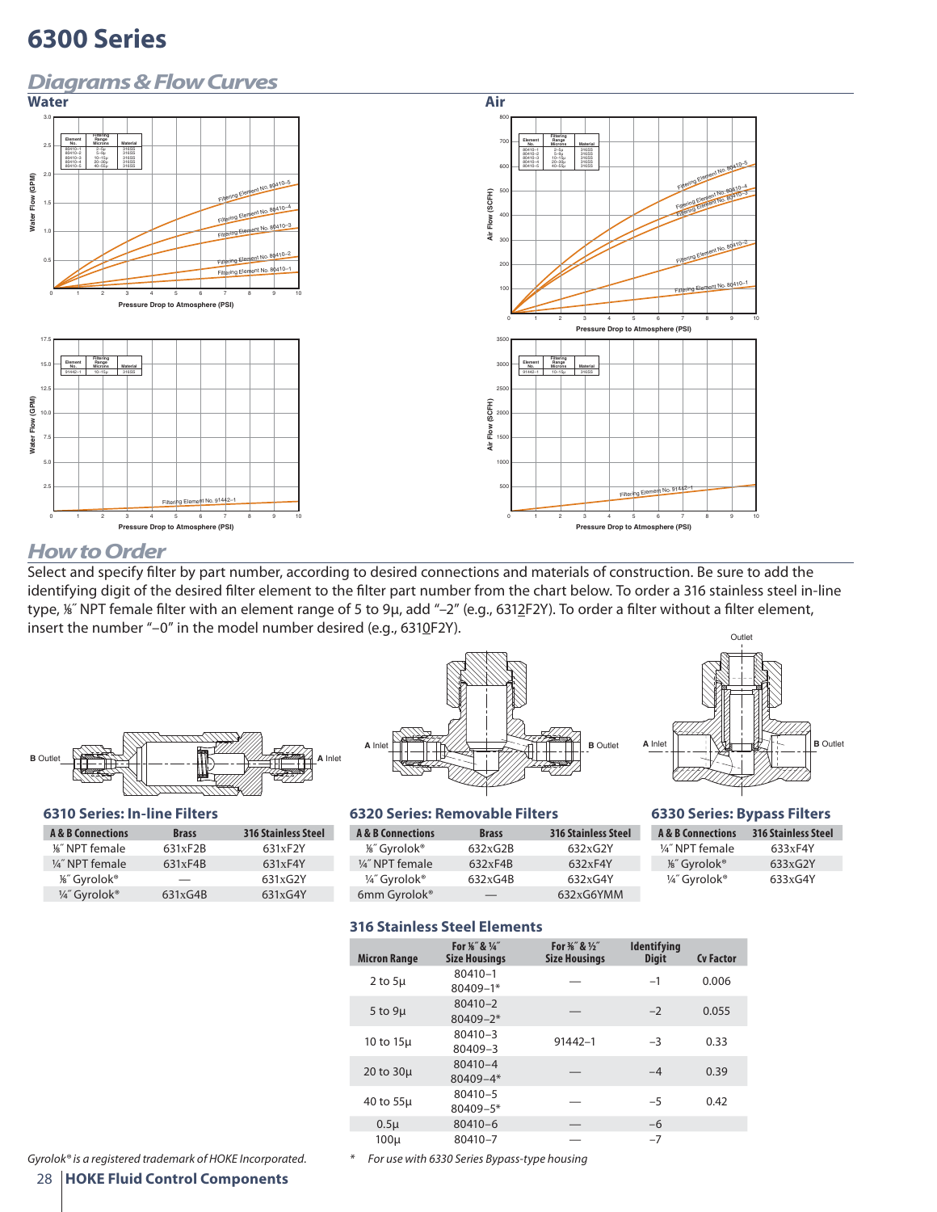# 6300 Series

## Diagrams & Flow Curves

### Water

Water Flow (GPM)

3.0
2.5
2.0
1.5
1.0
0.5

| Element No. | Filtering Range Microns | Material |
|---|---|---|
| 80410–1 | 2–5μ | 316SS |
| 80410–2 | 5–9μ | 316SS |
| 80410–3 | 10–15μ | 316SS |
| 80410–4 | 20–30μ | 316SS |
| 80410–5 | 40–55μ | 316SS |

Filtering Element No. 80410–5
Filtering Element No. 80410–4
Filtering Element No. 80410–3
Filtering Element No. 80410–2
Filtering Element No. 80410–1

0 1 2 3 4 5 6 7 8 9 10

Pressure Drop to Atmosphere (PSI)

Water Flow (GPM)

17.5
15.0
12.5
10.0
7.5
5.0
2.5

| Element No. | Filtering Range Microns | Material |
|---|---|---|
| 91442–1 | 10–15μ | 316SS |

Filtering Element No. 91442–1

0 1 2 3 4 5 6 7 8 9 10

Pressure Drop to Atmosphere (PSI)

### Air

Air Flow (SCFH)

800
700
600
500
400
300
200
100

| Element No. | Filtering Range Microns | Material |
|---|---|---|
| 80410–1 | 2–5μ | 316SS |
| 80410–2 | 5–9μ | 316SS |
| 80410–3 | 10–15μ | 316SS |
| 80410–4 | 20–30μ | 316SS |
| 80410–5 | 40–55μ | 316SS |

Filtering Element No. 80410–5
Filtering Element No. 80410–4
Filtering Element No. 80410–3
Filtering Element No. 80410–2
Filtering Element No. 80410–1

0 1 2 3 4 5 6 7 8 9 10

Pressure Drop to Atmosphere (PSI)

Air Flow (SCFH)

3500
3000
2500
2000
1500
1000
500

| Element No. | Filtering Range Microns | Material |
|---|---|---|
| 91442–1 | 10–15μ | 316SS |

Filtering Element No. 91442–1

0 1 2 3 4 5 6 7 8 9 10

Pressure Drop to Atmosphere (PSI)

## How to Order

Select and specify filter by part number, according to desired connections and materials of construction. Be sure to add the identifying digit of the desired filter element to the filter part number from the chart below. To order a 316 stainless steel in-line type, ⅛″ NPT female filter with an element range of 5 to 9μ, add "–2" (e.g., 6312F2Y). To order a filter without a filter element, insert the number "–0" in the model number desired (e.g., 6310F2Y).

B Outlet A Inlet

A Inlet B Outlet

Outlet A Inlet B Outlet

### 6310 Series: In-line Filters

| A & B Connections | Brass | 316 Stainless Steel |
|---|---|---|
| ⅛″ NPT female | 631xF2B | 631xF2Y |
| ¼″ NPT female | 631xF4B | 631xF4Y |
| ⅛″ Gyrolok® | — | 631xG2Y |
| ¼″ Gyrolok® | 631xG4B | 631xG4Y |

### 6320 Series: Removable Filters

| A & B Connections | Brass | 316 Stainless Steel |
|---|---|---|
| ⅛″ Gyrolok® | 632xG2B | 632xG2Y |
| ¼″ NPT female | 632xF4B | 632xF4Y |
| ¼″ Gyrolok® | 632xG4B | 632xG4Y |
| 6mm Gyrolok® | — | 632xG6YMM |

### 6330 Series: Bypass Filters

| A & B Connections | 316 Stainless Steel |
|---|---|
| ¼″ NPT female | 633xF4Y |
| ⅛″ Gyrolok® | 633xG2Y |
| ¼″ Gyrolok® | 633xG4Y |

### 316 Stainless Steel Elements

| Micron Range | For ⅛″ & ¼″ Size Housings | For ⅜″ & ½″ Size Housings | Identifying Digit | Cv Factor |
|---|---|---|---|---|
| 2 to 5μ | 80410–1<br>80409–1* | — | –1 | 0.006 |
| 5 to 9μ | 80410–2<br>80409–2* | — | –2 | 0.055 |
| 10 to 15μ | 80410–3<br>80409–3 | 91442–1 | –3 | 0.33 |
| 20 to 30μ | 80410–4<br>80409–4* | — | –4 | 0.39 |
| 40 to 55μ | 80410–5<br>80409–5* | — | –5 | 0.42 |
| 0.5μ | 80410–6 | — | –6 | |
| 100μ | 80410–7 | — | –7 | |

*Gyrolok® is a registered trademark of HOKE Incorporated.*

\* *For use with 6330 Series Bypass-type housing*